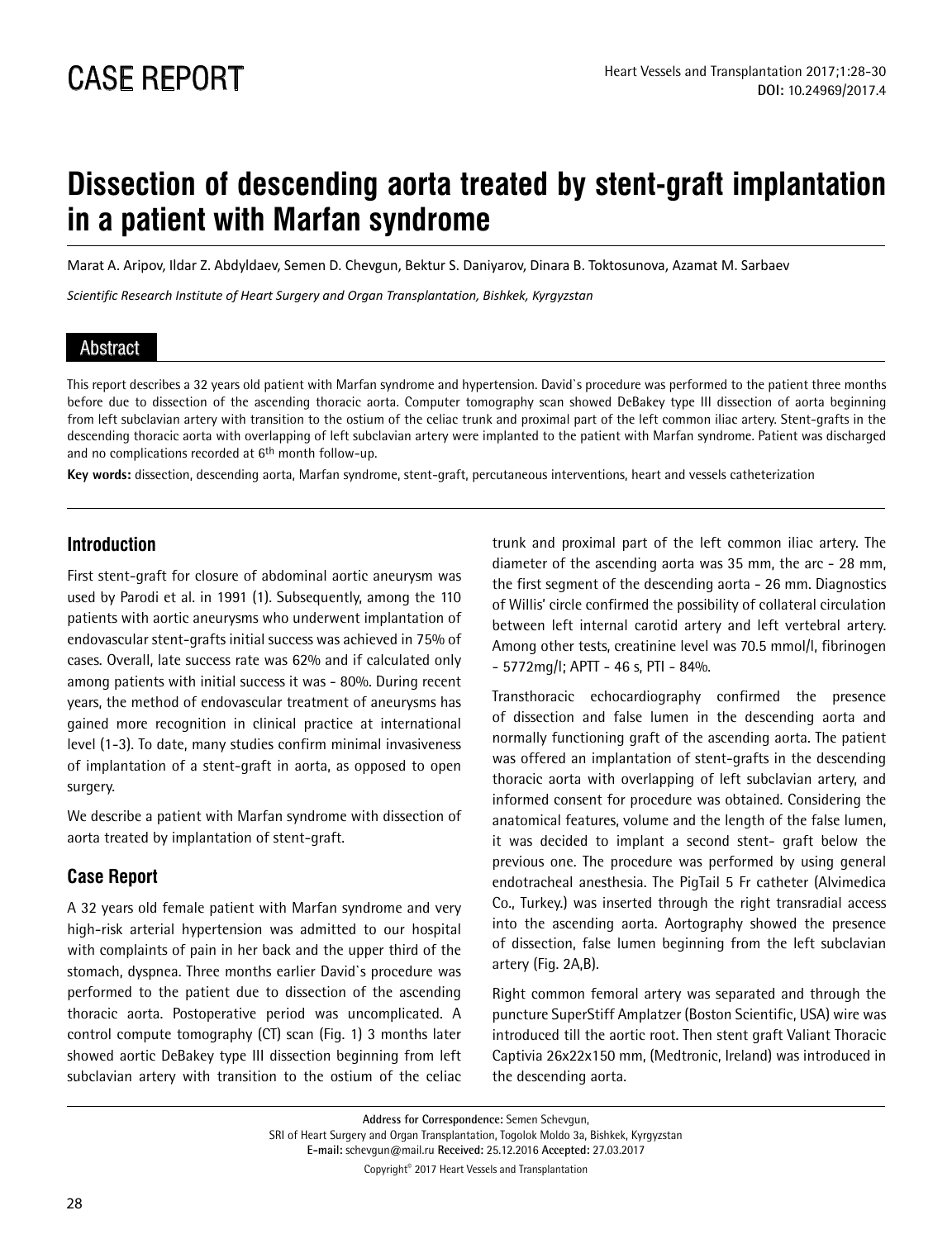CASE REPORT

# Dissection of descending aorta treated by stent-graft implantation in a patient with Marfan syndrome

Marat A. Aripov, Ildar Z. Abdyldaev, Semen D. Chevgun, Bektur S. Daniyarov, Dinara B. Toktosunova, Azamat M. Sarbaev

*Scientific Research Institute of Heart Surgery and Organ Transplantation, Bishkek, Kyrgyzstan*

## Abstract

This report describes a 32 years old patient with Marfan syndrome and hypertension. David`s procedure was performed to the patient three months before due to dissection of the ascending thoracic aorta. Computer tomography scan showed DeBakey type III dissection of aorta beginning from left subclavian artery with transition to the ostium of the celiac trunk and proximal part of the left common iliac artery. Stent-grafts in the descending thoracic aorta with overlapping of left subclavian artery were implanted to the patient with Marfan syndrome. Patient was discharged and no complications recorded at 6th month follow-up.

**Key words:** dissection, descending aorta, Marfan syndrome, stent-graft, percutaneous interventions, heart and vessels catheterization

## Introduction

First stent-graft for closure of abdominal aortic aneurysm was used by Parodi et al. in 1991 (1). Subsequently, among the 110 patients with aortic aneurysms who underwent implantation of endovascular stent-grafts initial success was achieved in 75% of cases. Overall, late success rate was 62% and if calculated only among patients with initial success it was - 80%. During recent years, the method of endovascular treatment of aneurysms has gained more recognition in clinical practice at international level (1-3). To date, many studies confirm minimal invasiveness of implantation of a stent-graft in aorta, as opposed to open surgery.

We describe a patient with Marfan syndrome with dissection of aorta treated by implantation of stent-graft.

## Case Report

A 32 years old female patient with Marfan syndrome and very high-risk arterial hypertension was admitted to our hospital with complaints of pain in her back and the upper third of the stomach, dyspnea. Three months earlier David`s procedure was performed to the patient due to dissection of the ascending thoracic aorta. Postoperative period was uncomplicated. A control compute tomography (CT) scan (Fig. 1) 3 months later showed aortic DeBakey type III dissection beginning from left subclavian artery with transition to the ostium of the celiac trunk and proximal part of the left common iliac artery. The diameter of the ascending aorta was 35 mm, the arc - 28 mm, the first segment of the descending aorta - 26 mm. Diagnostics of Willis' circle confirmed the possibility of collateral circulation between left internal carotid artery and left vertebral artery. Among other tests, creatinine level was 70.5 mmol/l, fibrinogen - 5772mg/l; APTT - 46 s, PTI - 84%.

Transthoracic echocardiography confirmed the presence of dissection and false lumen in the descending aorta and normally functioning graft of the ascending aorta. The patient was offered an implantation of stent-grafts in the descending thoracic aorta with overlapping of left subclavian artery, and informed consent for procedure was obtained. Considering the anatomical features, volume and the length of the false lumen, it was decided to implant a second stent- graft below the previous one. The procedure was performed by using general endotracheal anesthesia. The PigTail 5 Fr catheter (Alvimedica Co., Turkey.) was inserted through the right transradial access into the ascending aorta. Aortography showed the presence of dissection, false lumen beginning from the left subclavian artery (Fig. 2A,B).

Right common femoral artery was separated and through the puncture SuperStiff Amplatzer (Boston Scientific, USA) wire was introduced till the aortic root. Then stent graft Valiant Thoracic Captivia 26x22x150 mm, (Medtronic, Ireland) was introduced in the descending aorta.

**Address for Correspondence:** Semen Schevgun,
SRI of Heart Surgery and Organ Transplantation, Togolok Moldo 3a, Bishkek, Kyrgyzstan
**E-mail:** schevgun@mail.ru **Received:** 25.12.2016 **Accepted:** 27.03.2017
Copyright© 2017 Heart Vessels and Transplantation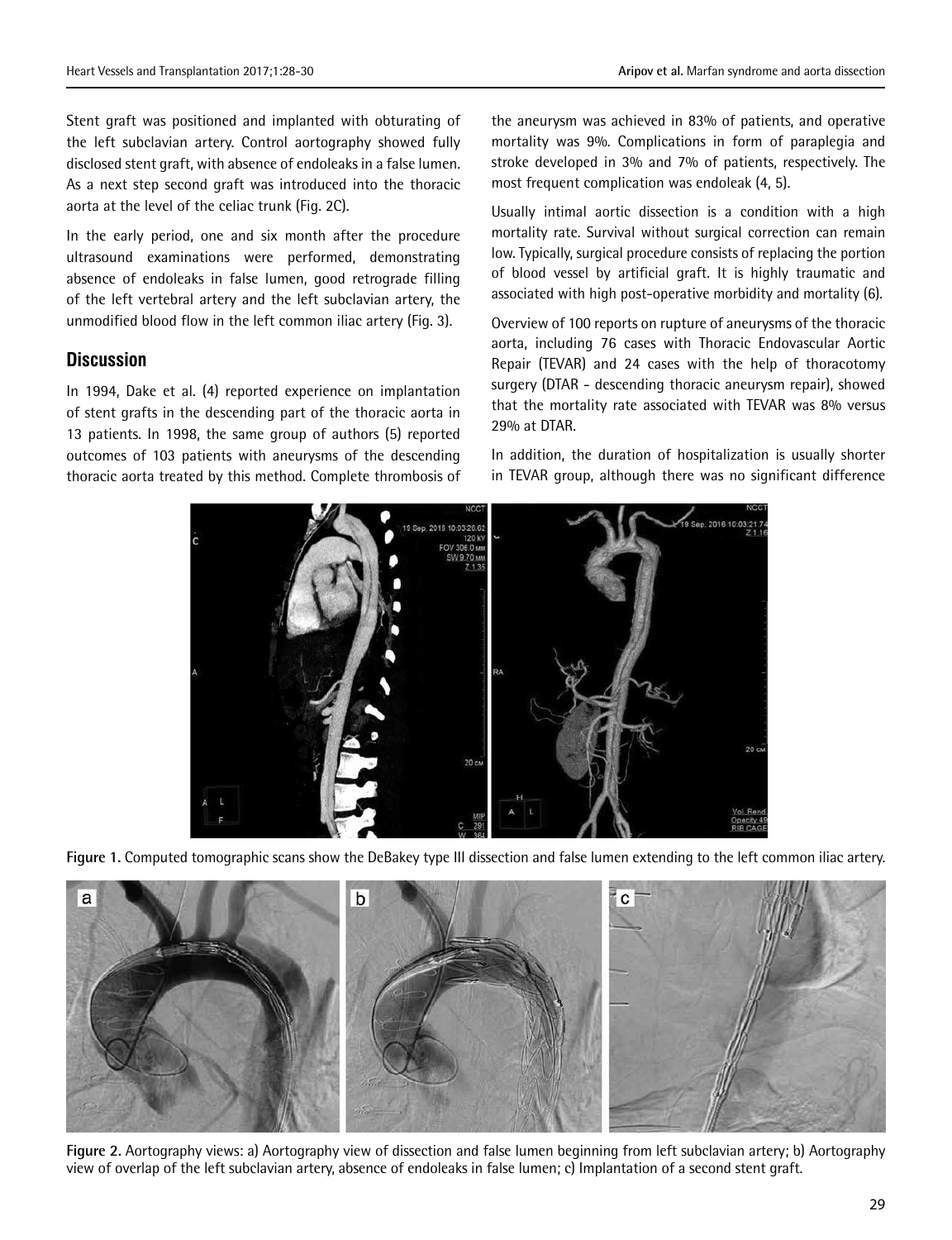Stent graft was positioned and implanted with obturating of the left subclavian artery. Control aortography showed fully disclosed stent graft, with absence of endoleaks in a false lumen. As a next step second graft was introduced into the thoracic aorta at the level of the celiac trunk (Fig. 2C).

In the early period, one and six month after the procedure ultrasound examinations were performed, demonstrating absence of endoleaks in false lumen, good retrograde filling of the left vertebral artery and the left subclavian artery, the unmodified blood flow in the left common iliac artery (Fig. 3).

## Discussion

In 1994, Dake et al. (4) reported experience on implantation of stent grafts in the descending part of the thoracic aorta in 13 patients. In 1998, the same group of authors (5) reported outcomes of 103 patients with aneurysms of the descending thoracic aorta treated by this method. Complete thrombosis of the aneurysm was achieved in 83% of patients, and operative mortality was 9%. Complications in form of paraplegia and stroke developed in 3% and 7% of patients, respectively. The most frequent complication was endoleak (4, 5).

Usually intimal aortic dissection is a condition with a high mortality rate. Survival without surgical correction can remain low. Typically, surgical procedure consists of replacing the portion of blood vessel by artificial graft. It is highly traumatic and associated with high post-operative morbidity and mortality (6).

Overview of 100 reports on rupture of aneurysms of the thoracic aorta, including 76 cases with Thoracic Endovascular Aortic Repair (TEVAR) and 24 cases with the help of thoracotomy surgery (DTAR - descending thoracic aneurysm repair), showed that the mortality rate associated with TEVAR was 8% versus 29% at DTAR.

In addition, the duration of hospitalization is usually shorter in TEVAR group, although there was no significant difference

**Figure 1.** Computed tomographic scans show the DeBakey type III dissection and false lumen extending to the left common iliac artery.

**Figure 2.** Aortography views: a) Aortography view of dissection and false lumen beginning from left subclavian artery; b) Aortography view of overlap of the left subclavian artery, absence of endoleaks in false lumen; c) Implantation of a second stent graft.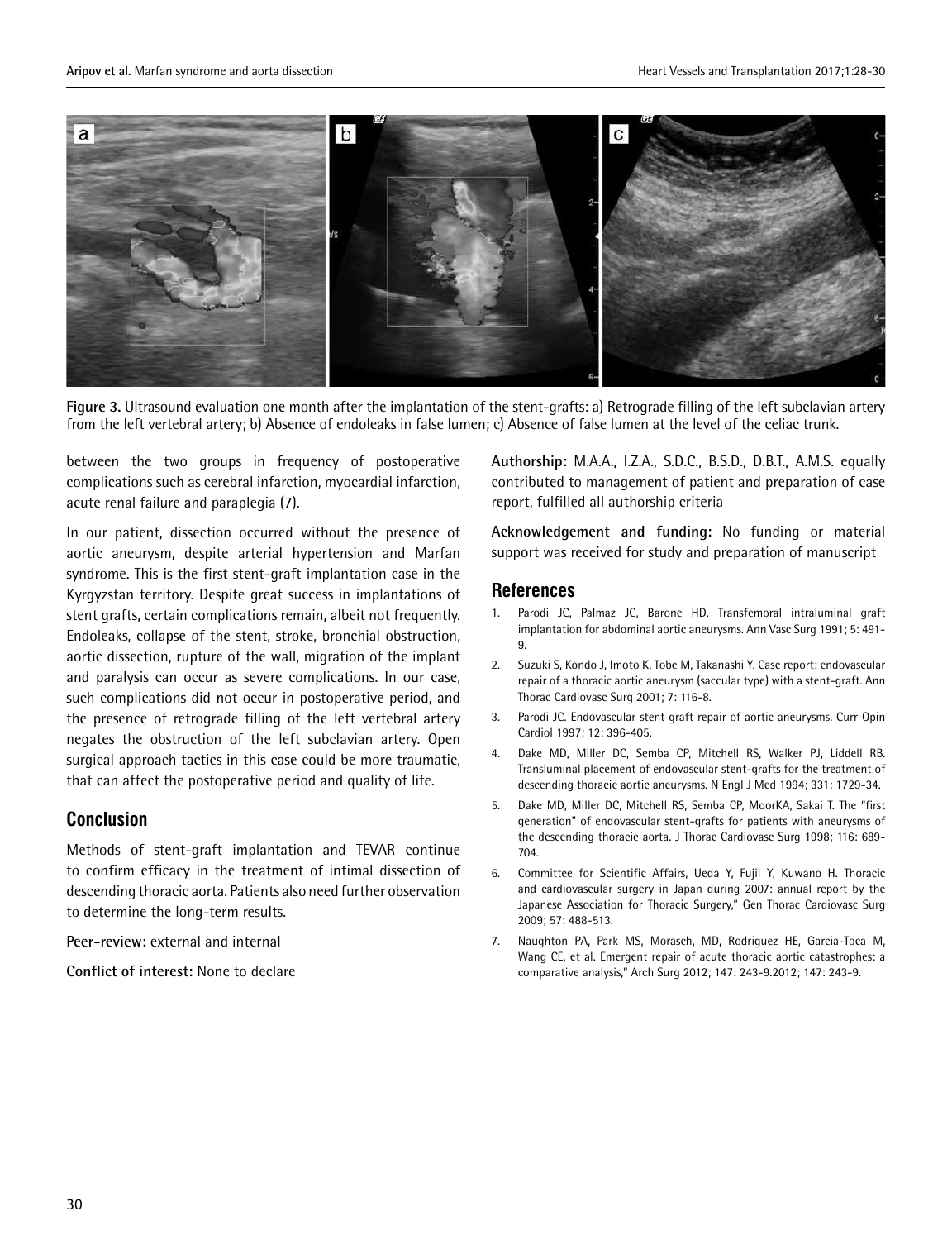Figure 3. Ultrasound evaluation one month after the implantation of the stent-grafts: a) Retrograde filling of the left subclavian artery from the left vertebral artery; b) Absence of endoleaks in false lumen; c) Absence of false lumen at the level of the celiac trunk.

between the two groups in frequency of postoperative complications such as cerebral infarction, myocardial infarction, acute renal failure and paraplegia (7).

In our patient, dissection occurred without the presence of aortic aneurysm, despite arterial hypertension and Marfan syndrome. This is the first stent-graft implantation case in the Kyrgyzstan territory. Despite great success in implantations of stent grafts, certain complications remain, albeit not frequently. Endoleaks, collapse of the stent, stroke, bronchial obstruction, aortic dissection, rupture of the wall, migration of the implant and paralysis can occur as severe complications. In our case, such complications did not occur in postoperative period, and the presence of retrograde filling of the left vertebral artery negates the obstruction of the left subclavian artery. Open surgical approach tactics in this case could be more traumatic, that can affect the postoperative period and quality of life.

## Conclusion

Methods of stent-graft implantation and TEVAR continue to confirm efficacy in the treatment of intimal dissection of descending thoracic aorta. Patients also need further observation to determine the long-term results.

**Peer-review:** external and internal

**Conflict of interest:** None to declare

**Authorship:** M.A.A., I.Z.A., S.D.C., B.S.D., D.B.T., A.M.S. equally contributed to management of patient and preparation of case report, fulfilled all authorship criteria

**Acknowledgement and funding:** No funding or material support was received for study and preparation of manuscript

## References

1. Parodi JC, Palmaz JC, Barone HD. Transfemoral intraluminal graft implantation for abdominal aortic aneurysms. Ann Vasc Surg 1991; 5: 491-9.
2. Suzuki S, Kondo J, Imoto K, Tobe M, Takanashi Y. Case report: endovascular repair of a thoracic aortic aneurysm (saccular type) with a stent-graft. Ann Thorac Cardiovasc Surg 2001; 7: 116-8.
3. Parodi JC. Endovascular stent graft repair of aortic aneurysms. Curr Opin Cardiol 1997; 12: 396-405.
4. Dake MD, Miller DC, Semba CP, Mitchell RS, Walker PJ, Liddell RB. Transluminal placement of endovascular stent-grafts for the treatment of descending thoracic aortic aneurysms. N Engl J Med 1994; 331: 1729-34.
5. Dake MD, Miller DC, Mitchell RS, Semba CP, MoorKA, Sakai T. The "first generation" of endovascular stent-grafts for patients with aneurysms of the descending thoracic aorta. J Thorac Cardiovasc Surg 1998; 116: 689-704.
6. Committee for Scientific Affairs, Ueda Y, Fujii Y, Kuwano H. Thoracic and cardiovascular surgery in Japan during 2007: annual report by the Japanese Association for Thoracic Surgery," Gen Thorac Cardiovasc Surg 2009; 57: 488-513.
7. Naughton PA, Park MS, Morasch, MD, Rodriguez HE, Garcia-Toca M, Wang CE, et al. Emergent repair of acute thoracic aortic catastrophes: a comparative analysis," Arch Surg 2012; 147: 243-9.2012; 147: 243-9.